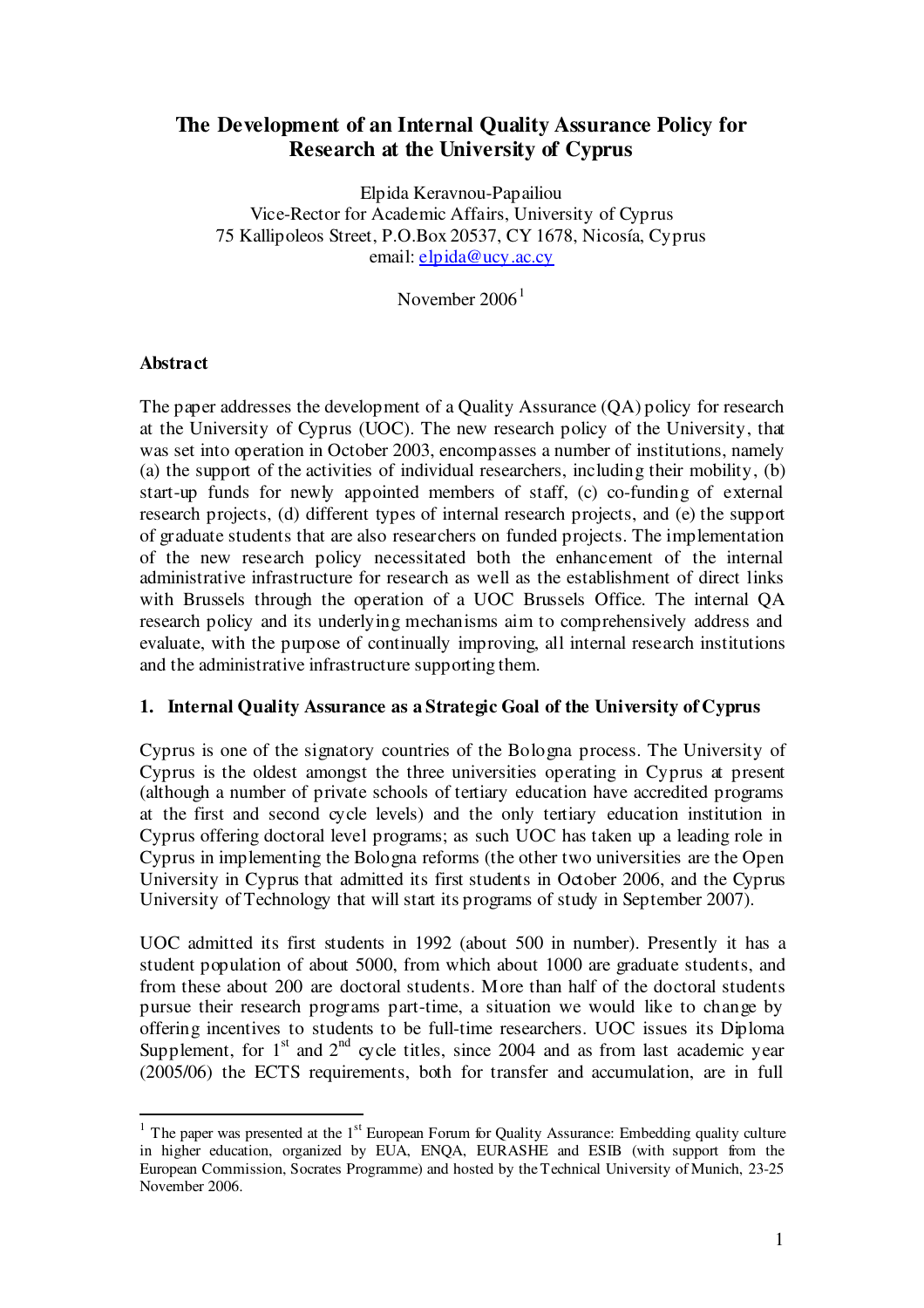# The Development of an Internal Quality Assurance Policy for Research at the University of Cyprus

Elpida Keravnou-Papailiou
Vice-Rector for Academic Affairs, University of Cyprus
75 Kallipoleos Street, P.O.Box 20537, CY 1678, Nicosía, Cyprus
email: elpida@ucy.ac.cy

November 2006[1]

**Abstract**

The paper addresses the development of a Quality Assurance (QA) policy for research at the University of Cyprus (UOC). The new research policy of the University, that was set into operation in October 2003, encompasses a number of institutions, namely (a) the support of the activities of individual researchers, including their mobility, (b) start-up funds for newly appointed members of staff, (c) co-funding of external research projects, (d) different types of internal research projects, and (e) the support of graduate students that are also researchers on funded projects. The implementation of the new research policy necessitated both the enhancement of the internal administrative infrastructure for research as well as the establishment of direct links with Brussels through the operation of a UOC Brussels Office. The internal QA research policy and its underlying mechanisms aim to comprehensively address and evaluate, with the purpose of continually improving, all internal research institutions and the administrative infrastructure supporting them.

## 1. Internal Quality Assurance as a Strategic Goal of the University of Cyprus

Cyprus is one of the signatory countries of the Bologna process. The University of Cyprus is the oldest amongst the three universities operating in Cyprus at present (although a number of private schools of tertiary education have accredited programs at the first and second cycle levels) and the only tertiary education institution in Cyprus offering doctoral level programs; as such UOC has taken up a leading role in Cyprus in implementing the Bologna reforms (the other two universities are the Open University in Cyprus that admitted its first students in October 2006, and the Cyprus University of Technology that will start its programs of study in September 2007).

UOC admitted its first students in 1992 (about 500 in number). Presently it has a student population of about 5000, from which about 1000 are graduate students, and from these about 200 are doctoral students. More than half of the doctoral students pursue their research programs part-time, a situation we would like to change by offering incentives to students to be full-time researchers. UOC issues its Diploma Supplement, for 1st and 2nd cycle titles, since 2004 and as from last academic year (2005/06) the ECTS requirements, both for transfer and accumulation, are in full

[1] The paper was presented at the 1st European Forum for Quality Assurance: Embedding quality culture in higher education, organized by EUA, ENQA, EURASHE and ESIB (with support from the European Commission, Socrates Programme) and hosted by the Technical University of Munich, 23-25 November 2006.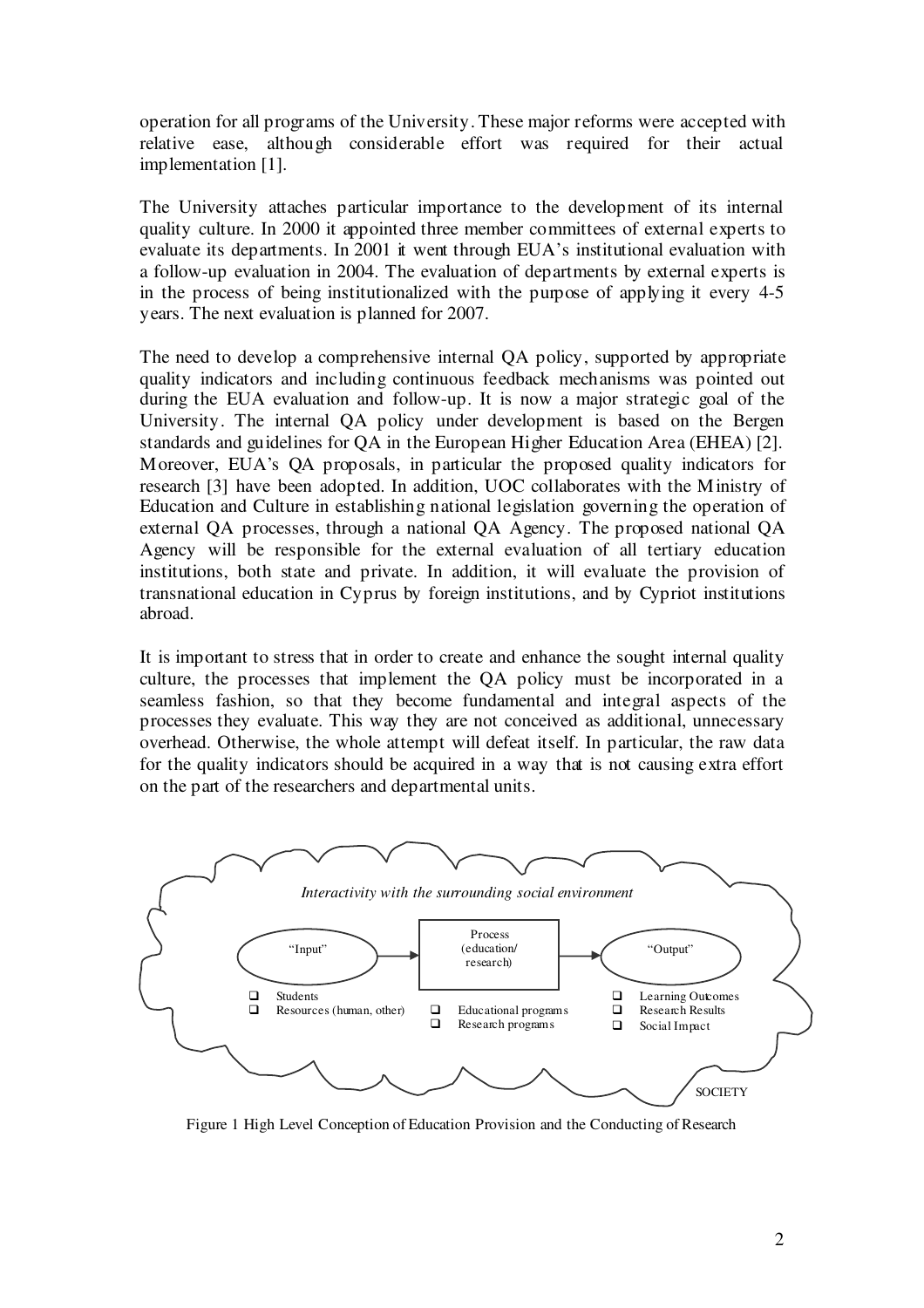operation for all programs of the University. These major reforms were accepted with relative ease, although considerable effort was required for their actual implementation [1].

The University attaches particular importance to the development of its internal quality culture. In 2000 it appointed three member committees of external experts to evaluate its departments. In 2001 it went through EUA's institutional evaluation with a follow-up evaluation in 2004. The evaluation of departments by external experts is in the process of being institutionalized with the purpose of applying it every 4-5 years. The next evaluation is planned for 2007.

The need to develop a comprehensive internal QA policy, supported by appropriate quality indicators and including continuous feedback mechanisms was pointed out during the EUA evaluation and follow-up. It is now a major strategic goal of the University. The internal QA policy under development is based on the Bergen standards and guidelines for QA in the European Higher Education Area (EHEA) [2]. Moreover, EUA's QA proposals, in particular the proposed quality indicators for research [3] have been adopted. In addition, UOC collaborates with the Ministry of Education and Culture in establishing national legislation governing the operation of external QA processes, through a national QA Agency. The proposed national QA Agency will be responsible for the external evaluation of all tertiary education institutions, both state and private. In addition, it will evaluate the provision of transnational education in Cyprus by foreign institutions, and by Cypriot institutions abroad.

It is important to stress that in order to create and enhance the sought internal quality culture, the processes that implement the QA policy must be incorporated in a seamless fashion, so that they become fundamental and integral aspects of the processes they evaluate. This way they are not conceived as additional, unnecessary overhead. Otherwise, the whole attempt will defeat itself. In particular, the raw data for the quality indicators should be acquired in a way that is not causing extra effort on the part of the researchers and departmental units.

*Interactivity with the surrounding social environment*

"Input" → Process (education/ research) → "Output"

- Students
- Resources (human, other)

- Educational programs
- Research programs

- Learning Outcomes
- Research Results
- Social Impact

SOCIETY

Figure 1 High Level Conception of Education Provision and the Conducting of Research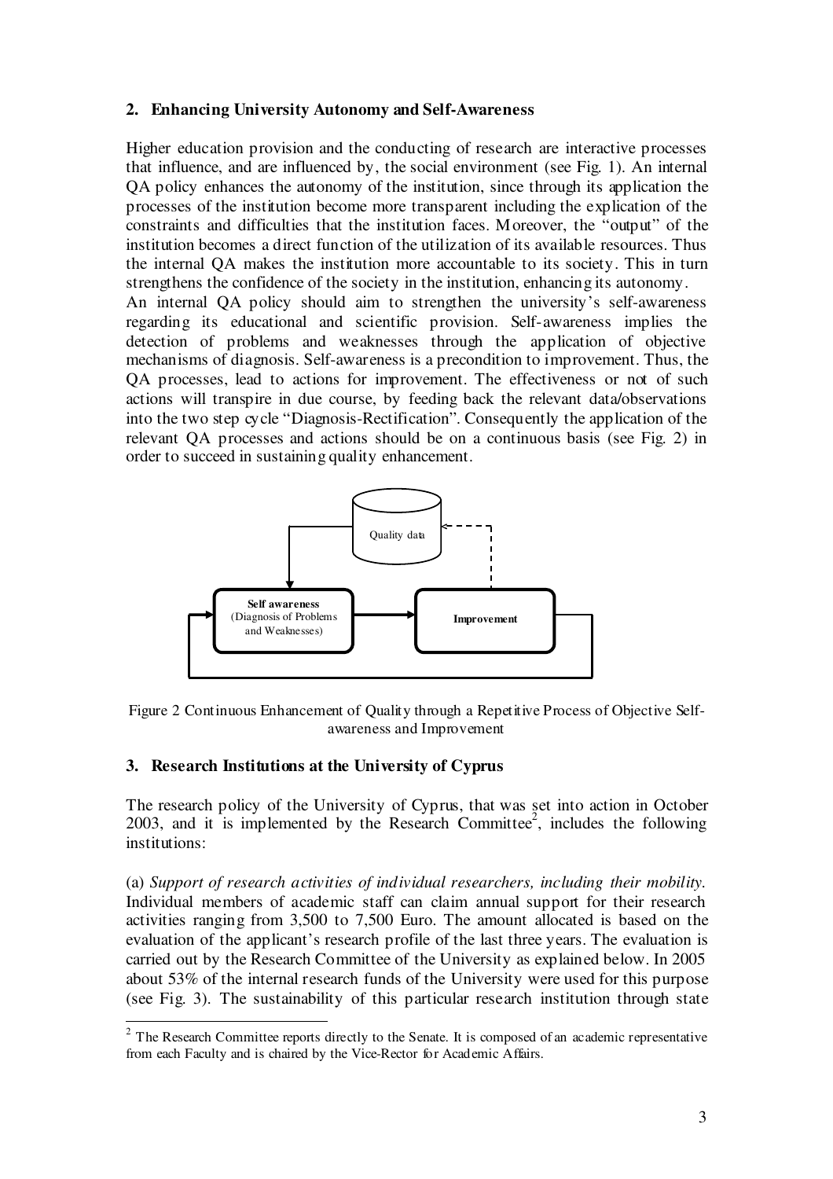## 2. Enhancing University Autonomy and Self-Awareness

Higher education provision and the conducting of research are interactive processes that influence, and are influenced by, the social environment (see Fig. 1). An internal QA policy enhances the autonomy of the institution, since through its application the processes of the institution become more transparent including the explication of the constraints and difficulties that the institution faces. Moreover, the "output" of the institution becomes a direct function of the utilization of its available resources. Thus the internal QA makes the institution more accountable to its society. This in turn strengthens the confidence of the society in the institution, enhancing its autonomy.

An internal QA policy should aim to strengthen the university's self-awareness regarding its educational and scientific provision. Self-awareness implies the detection of problems and weaknesses through the application of objective mechanisms of diagnosis. Self-awareness is a precondition to improvement. Thus, the QA processes, lead to actions for improvement. The effectiveness or not of such actions will transpire in due course, by feeding back the relevant data/observations into the two step cycle "Diagnosis-Rectification". Consequently the application of the relevant QA processes and actions should be on a continuous basis (see Fig. 2) in order to succeed in sustaining quality enhancement.

Quality data

**Self awareness** (Diagnosis of Problems and Weaknesses)

**Improvement**

Figure 2 Continuous Enhancement of Quality through a Repetitive Process of Objective Self-awareness and Improvement

## 3. Research Institutions at the University of Cyprus

The research policy of the University of Cyprus, that was set into action in October 2003, and it is implemented by the Research Committee[2], includes the following institutions:

(a) *Support of research activities of individual researchers, including their mobility.* Individual members of academic staff can claim annual support for their research activities ranging from 3,500 to 7,500 Euro. The amount allocated is based on the evaluation of the applicant's research profile of the last three years. The evaluation is carried out by the Research Committee of the University as explained below. In 2005 about 53% of the internal research funds of the University were used for this purpose (see Fig. 3). The sustainability of this particular research institution through state

[2] The Research Committee reports directly to the Senate. It is composed of an academic representative from each Faculty and is chaired by the Vice-Rector for Academic Affairs.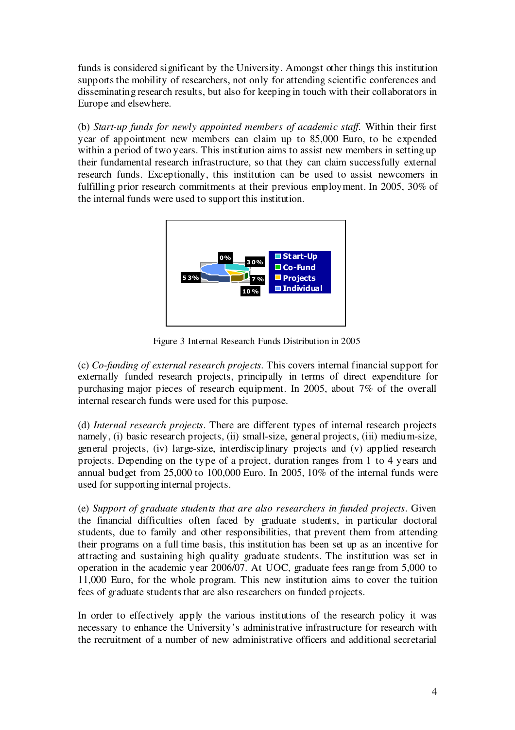funds is considered significant by the University. Amongst other things this institution supports the mobility of researchers, not only for attending scientific conferences and disseminating research results, but also for keeping in touch with their collaborators in Europe and elsewhere.

(b) *Start-up funds for newly appointed members of academic staff.* Within their first year of appointment new members can claim up to 85,000 Euro, to be expended within a period of two years. This institution aims to assist new members in setting up their fundamental research infrastructure, so that they can claim successfully external research funds. Exceptionally, this institution can be used to assist newcomers in fulfilling prior research commitments at their previous employment. In 2005, 30% of the internal funds were used to support this institution.

Figure 3 Internal Research Funds Distribution in 2005

(c) *Co-funding of external research projects.* This covers internal financial support for externally funded research projects, principally in terms of direct expenditure for purchasing major pieces of research equipment. In 2005, about 7% of the overall internal research funds were used for this purpose.

(d) *Internal research projects*. There are different types of internal research projects namely, (i) basic research projects, (ii) small-size, general projects, (iii) medium-size, general projects, (iv) large-size, interdisciplinary projects and (v) applied research projects. Depending on the type of a project, duration ranges from 1 to 4 years and annual budget from 25,000 to 100,000 Euro. In 2005, 10% of the internal funds were used for supporting internal projects.

(e) *Support of graduate students that are also researchers in funded projects*. Given the financial difficulties often faced by graduate students, in particular doctoral students, due to family and other responsibilities, that prevent them from attending their programs on a full time basis, this institution has been set up as an incentive for attracting and sustaining high quality graduate students. The institution was set in operation in the academic year 2006/07. At UOC, graduate fees range from 5,000 to 11,000 Euro, for the whole program. This new institution aims to cover the tuition fees of graduate students that are also researchers on funded projects.

In order to effectively apply the various institutions of the research policy it was necessary to enhance the University's administrative infrastructure for research with the recruitment of a number of new administrative officers and additional secretarial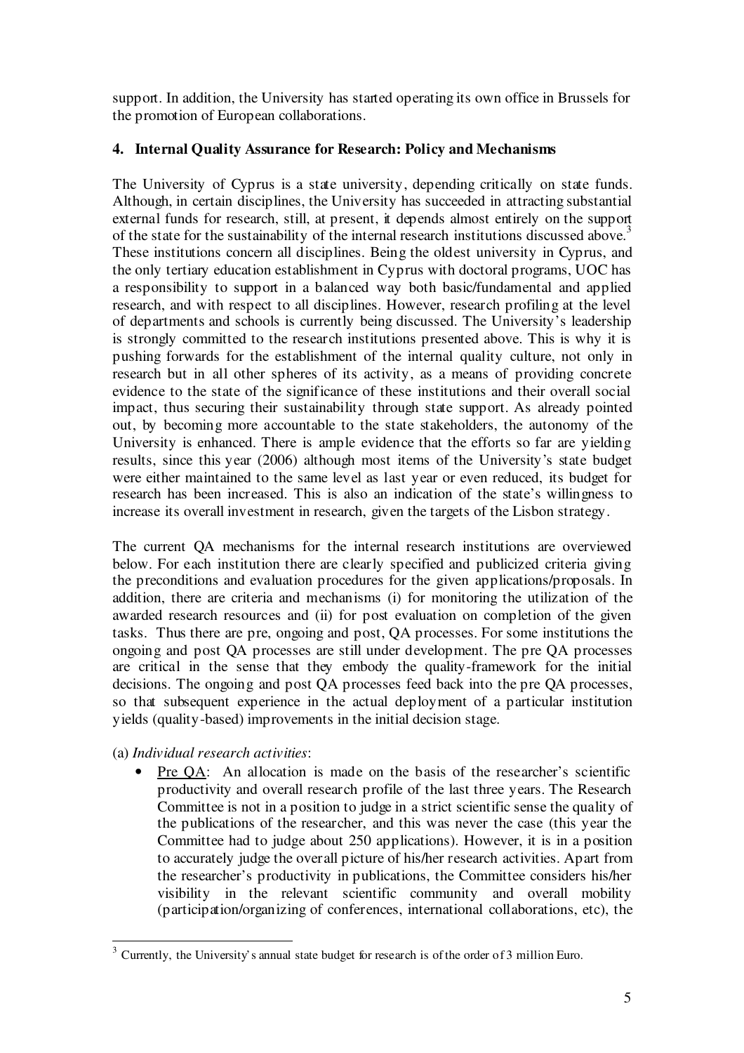support. In addition, the University has started operating its own office in Brussels for the promotion of European collaborations.

## 4. Internal Quality Assurance for Research: Policy and Mechanisms

The University of Cyprus is a state university, depending critically on state funds. Although, in certain disciplines, the University has succeeded in attracting substantial external funds for research, still, at present, it depends almost entirely on the support of the state for the sustainability of the internal research institutions discussed above.[3] These institutions concern all disciplines. Being the oldest university in Cyprus, and the only tertiary education establishment in Cyprus with doctoral programs, UOC has a responsibility to support in a balanced way both basic/fundamental and applied research, and with respect to all disciplines. However, research profiling at the level of departments and schools is currently being discussed. The University's leadership is strongly committed to the research institutions presented above. This is why it is pushing forwards for the establishment of the internal quality culture, not only in research but in all other spheres of its activity, as a means of providing concrete evidence to the state of the significance of these institutions and their overall social impact, thus securing their sustainability through state support. As already pointed out, by becoming more accountable to the state stakeholders, the autonomy of the University is enhanced. There is ample evidence that the efforts so far are yielding results, since this year (2006) although most items of the University's state budget were either maintained to the same level as last year or even reduced, its budget for research has been increased. This is also an indication of the state's willingness to increase its overall investment in research, given the targets of the Lisbon strategy.

The current QA mechanisms for the internal research institutions are overviewed below. For each institution there are clearly specified and publicized criteria giving the preconditions and evaluation procedures for the given applications/proposals. In addition, there are criteria and mechanisms (i) for monitoring the utilization of the awarded research resources and (ii) for post evaluation on completion of the given tasks. Thus there are pre, ongoing and post, QA processes. For some institutions the ongoing and post QA processes are still under development. The pre QA processes are critical in the sense that they embody the quality-framework for the initial decisions. The ongoing and post QA processes feed back into the pre QA processes, so that subsequent experience in the actual deployment of a particular institution yields (quality-based) improvements in the initial decision stage.

(a) *Individual research activities*:

- Pre QA: An allocation is made on the basis of the researcher's scientific productivity and overall research profile of the last three years. The Research Committee is not in a position to judge in a strict scientific sense the quality of the publications of the researcher, and this was never the case (this year the Committee had to judge about 250 applications). However, it is in a position to accurately judge the overall picture of his/her research activities. Apart from the researcher's productivity in publications, the Committee considers his/her visibility in the relevant scientific community and overall mobility (participation/organizing of conferences, international collaborations, etc), the

[3] Currently, the University's annual state budget for research is of the order of 3 million Euro.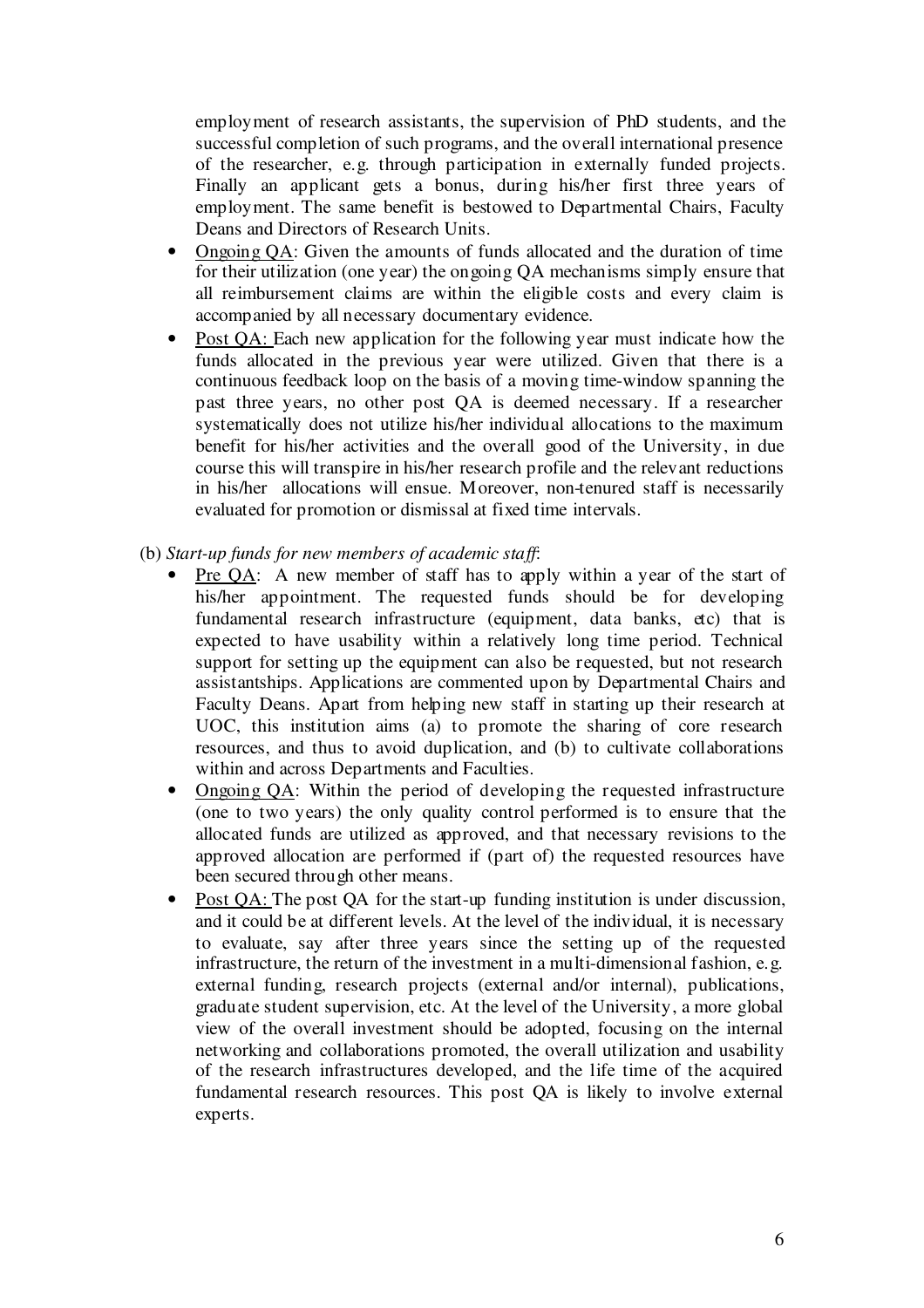employment of research assistants, the supervision of PhD students, and the successful completion of such programs, and the overall international presence of the researcher, e.g. through participation in externally funded projects. Finally an applicant gets a bonus, during his/her first three years of employment. The same benefit is bestowed to Departmental Chairs, Faculty Deans and Directors of Research Units.

- Ongoing QA: Given the amounts of funds allocated and the duration of time for their utilization (one year) the ongoing QA mechanisms simply ensure that all reimbursement claims are within the eligible costs and every claim is accompanied by all necessary documentary evidence.
- Post QA: Each new application for the following year must indicate how the funds allocated in the previous year were utilized. Given that there is a continuous feedback loop on the basis of a moving time-window spanning the past three years, no other post QA is deemed necessary. If a researcher systematically does not utilize his/her individual allocations to the maximum benefit for his/her activities and the overall good of the University, in due course this will transpire in his/her research profile and the relevant reductions in his/her allocations will ensue. Moreover, non-tenured staff is necessarily evaluated for promotion or dismissal at fixed time intervals.

(b) *Start-up funds for new members of academic staff*:

- Pre QA: A new member of staff has to apply within a year of the start of his/her appointment. The requested funds should be for developing fundamental research infrastructure (equipment, data banks, etc) that is expected to have usability within a relatively long time period. Technical support for setting up the equipment can also be requested, but not research assistantships. Applications are commented upon by Departmental Chairs and Faculty Deans. Apart from helping new staff in starting up their research at UOC, this institution aims (a) to promote the sharing of core research resources, and thus to avoid duplication, and (b) to cultivate collaborations within and across Departments and Faculties.
- Ongoing QA: Within the period of developing the requested infrastructure (one to two years) the only quality control performed is to ensure that the allocated funds are utilized as approved, and that necessary revisions to the approved allocation are performed if (part of) the requested resources have been secured through other means.
- Post QA: The post QA for the start-up funding institution is under discussion, and it could be at different levels. At the level of the individual, it is necessary to evaluate, say after three years since the setting up of the requested infrastructure, the return of the investment in a multi-dimensional fashion, e.g. external funding, research projects (external and/or internal), publications, graduate student supervision, etc. At the level of the University, a more global view of the overall investment should be adopted, focusing on the internal networking and collaborations promoted, the overall utilization and usability of the research infrastructures developed, and the life time of the acquired fundamental research resources. This post QA is likely to involve external experts.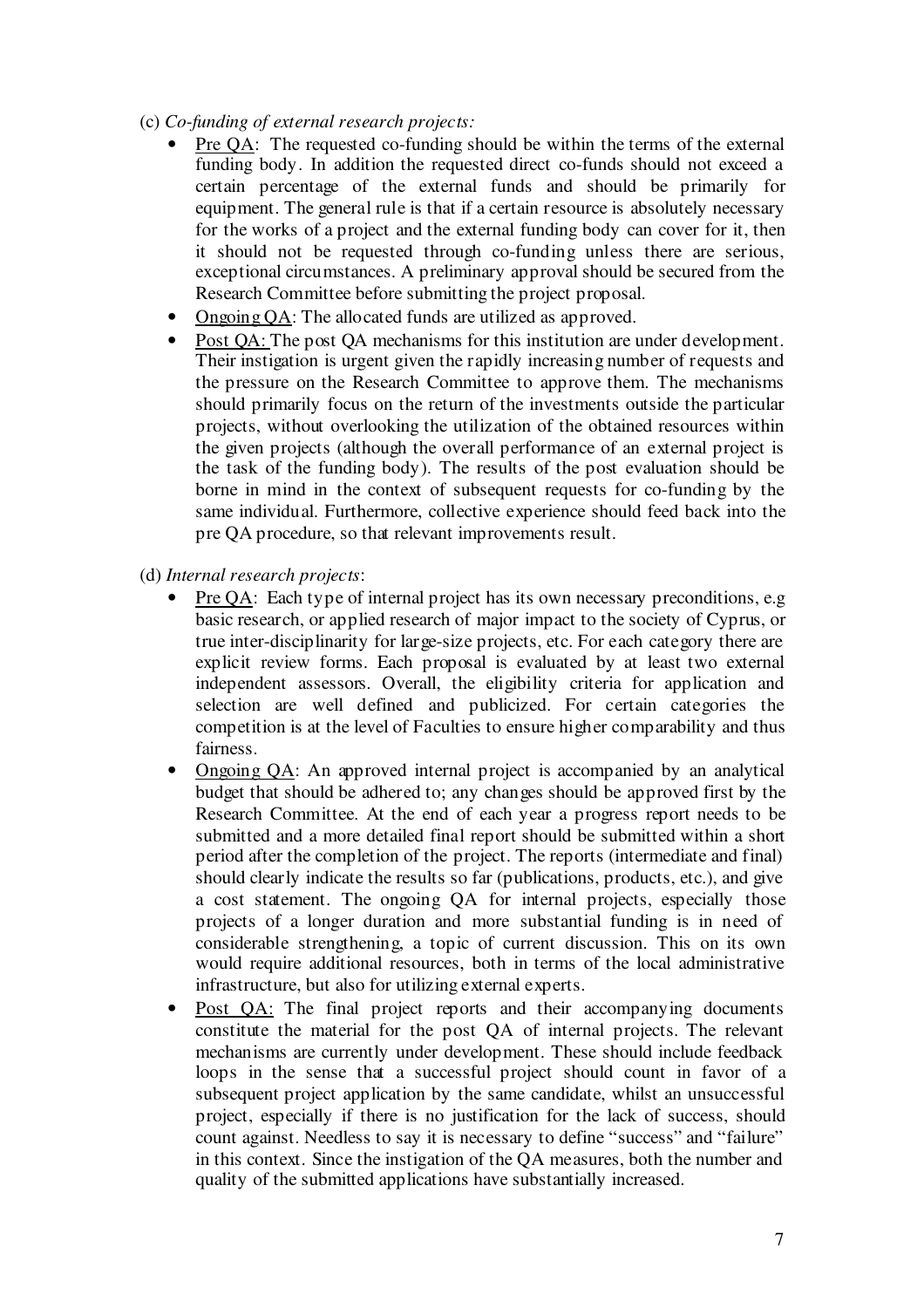(c) *Co-funding of external research projects:*

- Pre QA: The requested co-funding should be within the terms of the external funding body. In addition the requested direct co-funds should not exceed a certain percentage of the external funds and should be primarily for equipment. The general rule is that if a certain resource is absolutely necessary for the works of a project and the external funding body can cover for it, then it should not be requested through co-funding unless there are serious, exceptional circumstances. A preliminary approval should be secured from the Research Committee before submitting the project proposal.
- Ongoing QA: The allocated funds are utilized as approved.
- Post QA: The post QA mechanisms for this institution are under development. Their instigation is urgent given the rapidly increasing number of requests and the pressure on the Research Committee to approve them. The mechanisms should primarily focus on the return of the investments outside the particular projects, without overlooking the utilization of the obtained resources within the given projects (although the overall performance of an external project is the task of the funding body). The results of the post evaluation should be borne in mind in the context of subsequent requests for co-funding by the same individual. Furthermore, collective experience should feed back into the pre QA procedure, so that relevant improvements result.

(d) *Internal research projects*:

- Pre QA: Each type of internal project has its own necessary preconditions, e.g basic research, or applied research of major impact to the society of Cyprus, or true inter-disciplinarity for large-size projects, etc. For each category there are explicit review forms. Each proposal is evaluated by at least two external independent assessors. Overall, the eligibility criteria for application and selection are well defined and publicized. For certain categories the competition is at the level of Faculties to ensure higher comparability and thus fairness.
- Ongoing QA: An approved internal project is accompanied by an analytical budget that should be adhered to; any changes should be approved first by the Research Committee. At the end of each year a progress report needs to be submitted and a more detailed final report should be submitted within a short period after the completion of the project. The reports (intermediate and final) should clearly indicate the results so far (publications, products, etc.), and give a cost statement. The ongoing QA for internal projects, especially those projects of a longer duration and more substantial funding is in need of considerable strengthening, a topic of current discussion. This on its own would require additional resources, both in terms of the local administrative infrastructure, but also for utilizing external experts.
- Post QA: The final project reports and their accompanying documents constitute the material for the post QA of internal projects. The relevant mechanisms are currently under development. These should include feedback loops in the sense that a successful project should count in favor of a subsequent project application by the same candidate, whilst an unsuccessful project, especially if there is no justification for the lack of success, should count against. Needless to say it is necessary to define "success" and "failure" in this context. Since the instigation of the QA measures, both the number and quality of the submitted applications have substantially increased.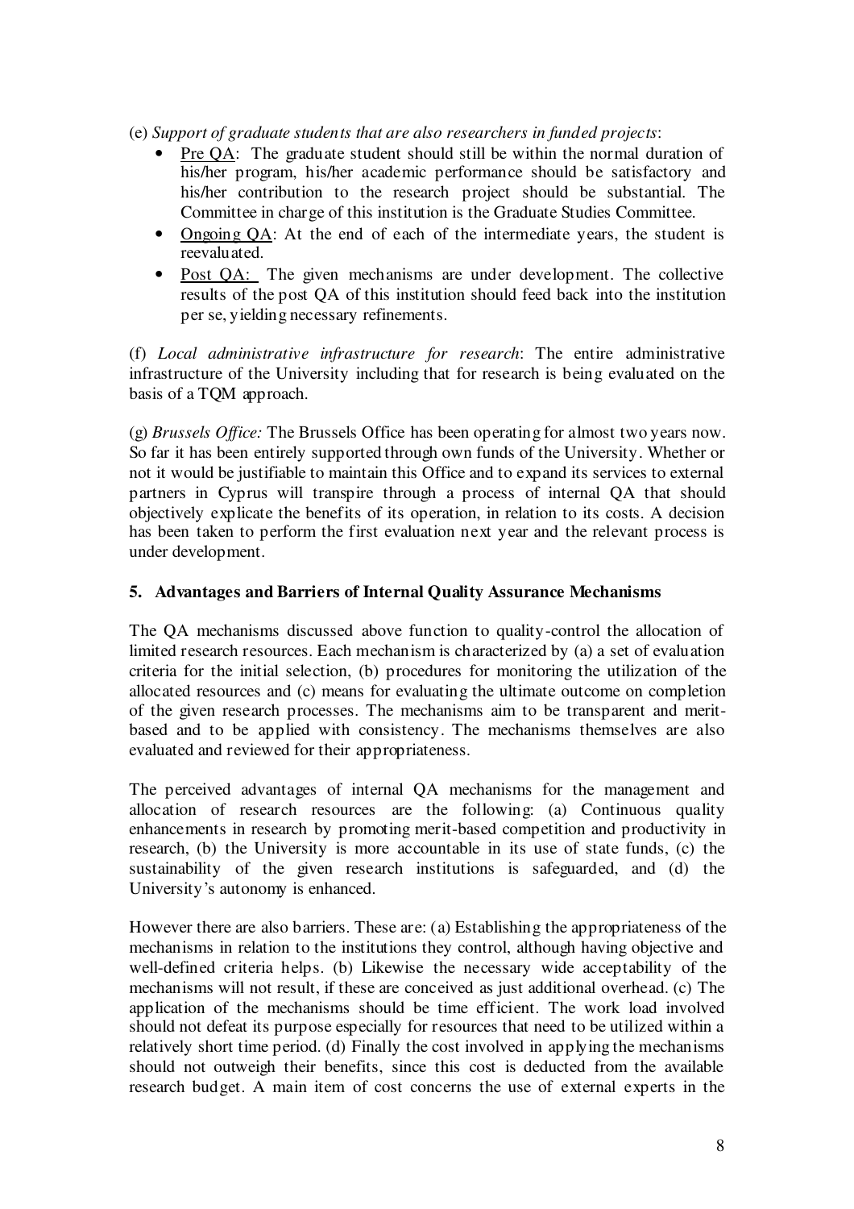(e) *Support of graduate students that are also researchers in funded projects*:

- Pre QA: The graduate student should still be within the normal duration of his/her program, his/her academic performance should be satisfactory and his/her contribution to the research project should be substantial. The Committee in charge of this institution is the Graduate Studies Committee.
- Ongoing QA: At the end of each of the intermediate years, the student is reevaluated.
- Post QA: The given mechanisms are under development. The collective results of the post QA of this institution should feed back into the institution per se, yielding necessary refinements.

(f) *Local administrative infrastructure for research*: The entire administrative infrastructure of the University including that for research is being evaluated on the basis of a TQM approach.

(g) *Brussels Office:* The Brussels Office has been operating for almost two years now. So far it has been entirely supported through own funds of the University. Whether or not it would be justifiable to maintain this Office and to expand its services to external partners in Cyprus will transpire through a process of internal QA that should objectively explicate the benefits of its operation, in relation to its costs. A decision has been taken to perform the first evaluation next year and the relevant process is under development.

## 5. Advantages and Barriers of Internal Quality Assurance Mechanisms

The QA mechanisms discussed above function to quality-control the allocation of limited research resources. Each mechanism is characterized by (a) a set of evaluation criteria for the initial selection, (b) procedures for monitoring the utilization of the allocated resources and (c) means for evaluating the ultimate outcome on completion of the given research processes. The mechanisms aim to be transparent and merit-based and to be applied with consistency. The mechanisms themselves are also evaluated and reviewed for their appropriateness.

The perceived advantages of internal QA mechanisms for the management and allocation of research resources are the following: (a) Continuous quality enhancements in research by promoting merit-based competition and productivity in research, (b) the University is more accountable in its use of state funds, (c) the sustainability of the given research institutions is safeguarded, and (d) the University's autonomy is enhanced.

However there are also barriers. These are: (a) Establishing the appropriateness of the mechanisms in relation to the institutions they control, although having objective and well-defined criteria helps. (b) Likewise the necessary wide acceptability of the mechanisms will not result, if these are conceived as just additional overhead. (c) The application of the mechanisms should be time efficient. The work load involved should not defeat its purpose especially for resources that need to be utilized within a relatively short time period. (d) Finally the cost involved in applying the mechanisms should not outweigh their benefits, since this cost is deducted from the available research budget. A main item of cost concerns the use of external experts in the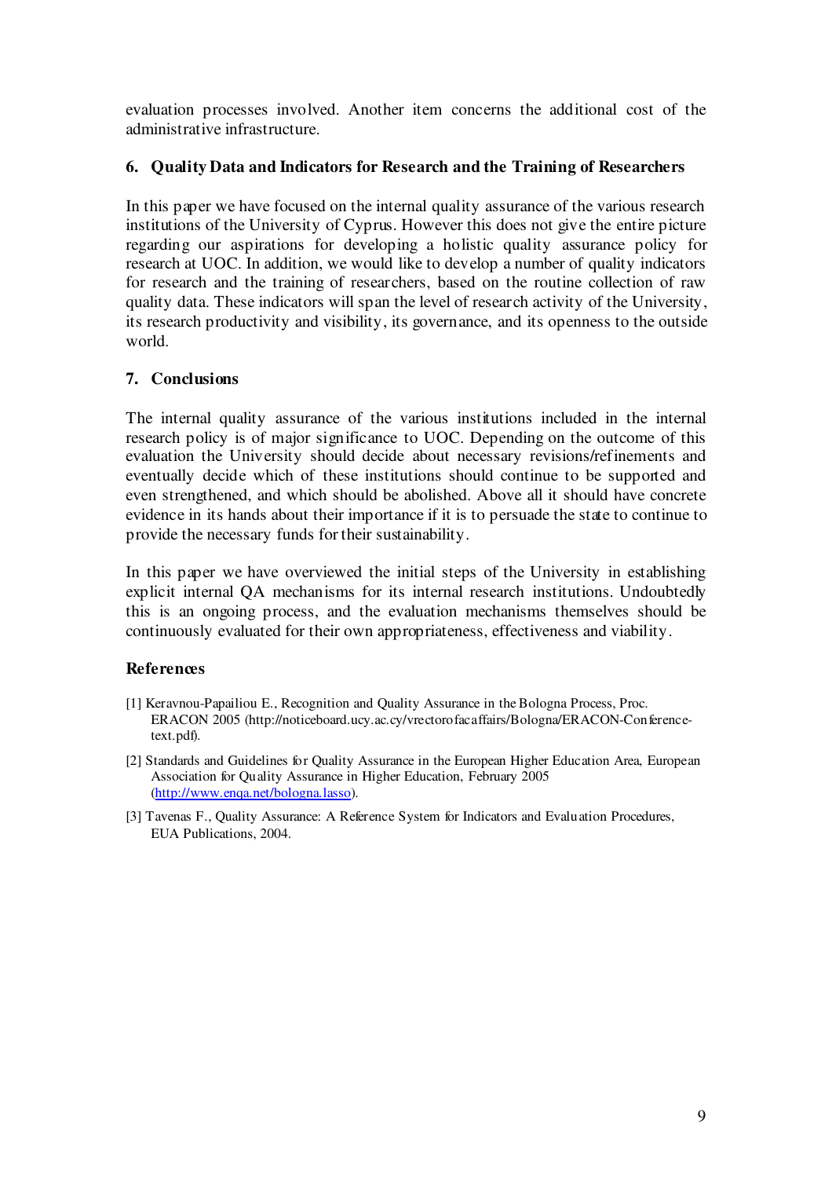evaluation processes involved. Another item concerns the additional cost of the administrative infrastructure.

## 6. Quality Data and Indicators for Research and the Training of Researchers

In this paper we have focused on the internal quality assurance of the various research institutions of the University of Cyprus. However this does not give the entire picture regarding our aspirations for developing a holistic quality assurance policy for research at UOC. In addition, we would like to develop a number of quality indicators for research and the training of researchers, based on the routine collection of raw quality data. These indicators will span the level of research activity of the University, its research productivity and visibility, its governance, and its openness to the outside world.

## 7. Conclusions

The internal quality assurance of the various institutions included in the internal research policy is of major significance to UOC. Depending on the outcome of this evaluation the University should decide about necessary revisions/refinements and eventually decide which of these institutions should continue to be supported and even strengthened, and which should be abolished. Above all it should have concrete evidence in its hands about their importance if it is to persuade the state to continue to provide the necessary funds for their sustainability.

In this paper we have overviewed the initial steps of the University in establishing explicit internal QA mechanisms for its internal research institutions. Undoubtedly this is an ongoing process, and the evaluation mechanisms themselves should be continuously evaluated for their own appropriateness, effectiveness and viability.

## References

[1] Keravnou-Papailiou E., Recognition and Quality Assurance in the Bologna Process, Proc. ERACON 2005 (http://noticeboard.ucy.ac.cy/vrectorofacaffairs/Bologna/ERACON-Conference-text.pdf).

[2] Standards and Guidelines for Quality Assurance in the European Higher Education Area, European Association for Quality Assurance in Higher Education, February 2005 (http://www.enqa.net/bologna.lasso).

[3] Tavenas F., Quality Assurance: A Reference System for Indicators and Evaluation Procedures, EUA Publications, 2004.